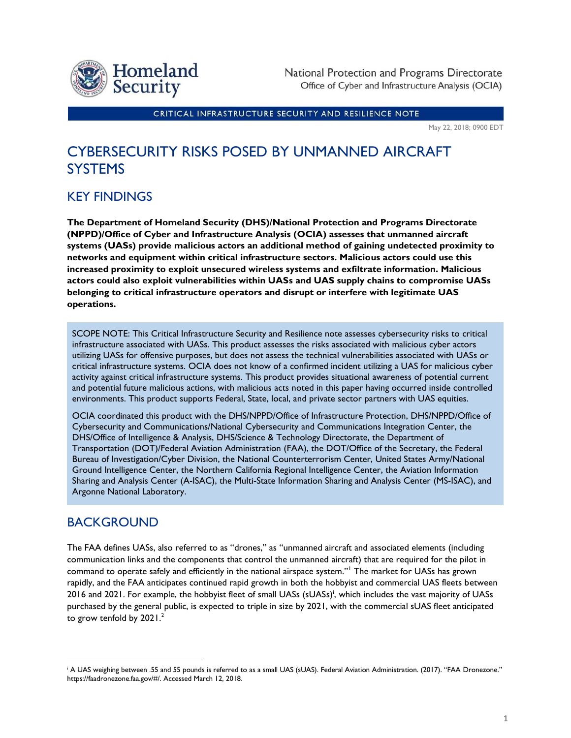Homeland Security

National Protection and Programs Directorate
Office of Cyber and Infrastructure Analysis (OCIA)

CRITICAL INFRASTRUCTURE SECURITY AND RESILIENCE NOTE

May 22, 2018; 0900 EDT

# CYBERSECURITY RISKS POSED BY UNMANNED AIRCRAFT SYSTEMS

## KEY FINDINGS

**The Department of Homeland Security (DHS)/National Protection and Programs Directorate (NPPD)/Office of Cyber and Infrastructure Analysis (OCIA) assesses that unmanned aircraft systems (UASs) provide malicious actors an additional method of gaining undetected proximity to networks and equipment within critical infrastructure sectors. Malicious actors could use this increased proximity to exploit unsecured wireless systems and exfiltrate information. Malicious actors could also exploit vulnerabilities within UASs and UAS supply chains to compromise UASs belonging to critical infrastructure operators and disrupt or interfere with legitimate UAS operations.**

SCOPE NOTE: This Critical Infrastructure Security and Resilience note assesses cybersecurity risks to critical infrastructure associated with UASs. This product assesses the risks associated with malicious cyber actors utilizing UASs for offensive purposes, but does not assess the technical vulnerabilities associated with UASs or critical infrastructure systems. OCIA does not know of a confirmed incident utilizing a UAS for malicious cyber activity against critical infrastructure systems. This product provides situational awareness of potential current and potential future malicious actions, with malicious acts noted in this paper having occurred inside controlled environments. This product supports Federal, State, local, and private sector partners with UAS equities.

OCIA coordinated this product with the DHS/NPPD/Office of Infrastructure Protection, DHS/NPPD/Office of Cybersecurity and Communications/National Cybersecurity and Communications Integration Center, the DHS/Office of Intelligence & Analysis, DHS/Science & Technology Directorate, the Department of Transportation (DOT)/Federal Aviation Administration (FAA), the DOT/Office of the Secretary, the Federal Bureau of Investigation/Cyber Division, the National Counterterrorism Center, United States Army/National Ground Intelligence Center, the Northern California Regional Intelligence Center, the Aviation Information Sharing and Analysis Center (A-ISAC), the Multi-State Information Sharing and Analysis Center (MS-ISAC), and Argonne National Laboratory.

## BACKGROUND

The FAA defines UASs, also referred to as "drones," as "unmanned aircraft and associated elements (including communication links and the components that control the unmanned aircraft) that are required for the pilot in command to operate safely and efficiently in the national airspace system."[1] The market for UASs has grown rapidly, and the FAA anticipates continued rapid growth in both the hobbyist and commercial UAS fleets between 2016 and 2021. For example, the hobbyist fleet of small UASs (sUASs)[i], which includes the vast majority of UASs purchased by the general public, is expected to triple in size by 2021, with the commercial sUAS fleet anticipated to grow tenfold by 2021.[2]

[i] A UAS weighing between .55 and 55 pounds is referred to as a small UAS (sUAS). Federal Aviation Administration. (2017). "FAA Dronezone." https://faadronezone.faa.gov/#/. Accessed March 12, 2018.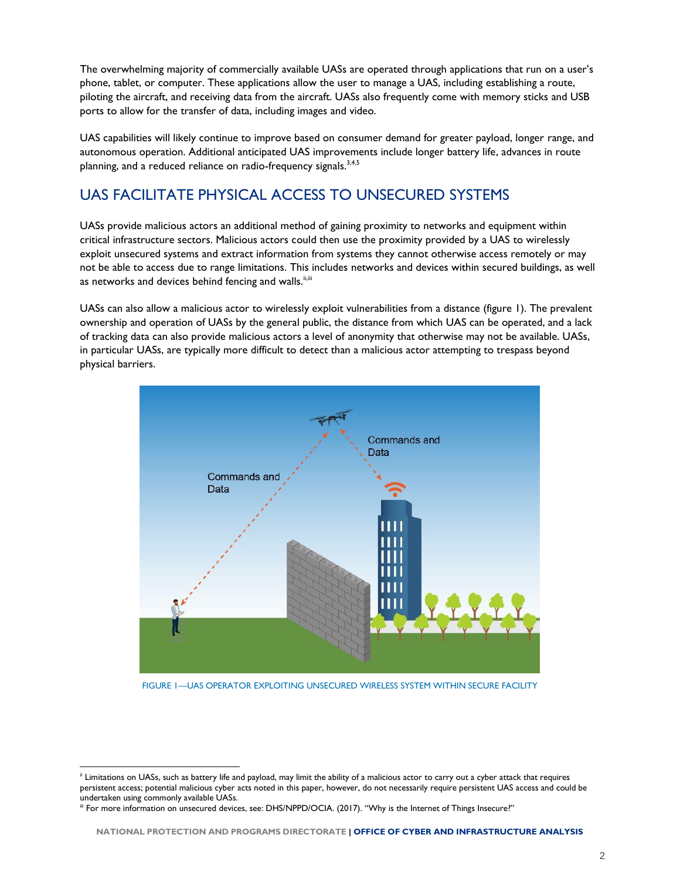The overwhelming majority of commercially available UASs are operated through applications that run on a user's phone, tablet, or computer. These applications allow the user to manage a UAS, including establishing a route, piloting the aircraft, and receiving data from the aircraft. UASs also frequently come with memory sticks and USB ports to allow for the transfer of data, including images and video.

UAS capabilities will likely continue to improve based on consumer demand for greater payload, longer range, and autonomous operation. Additional anticipated UAS improvements include longer battery life, advances in route planning, and a reduced reliance on radio-frequency signals.[3,4,5]

## UAS FACILITATE PHYSICAL ACCESS TO UNSECURED SYSTEMS

UASs provide malicious actors an additional method of gaining proximity to networks and equipment within critical infrastructure sectors. Malicious actors could then use the proximity provided by a UAS to wirelessly exploit unsecured systems and extract information from systems they cannot otherwise access remotely or may not be able to access due to range limitations. This includes networks and devices within secured buildings, as well as networks and devices behind fencing and walls.[ii,iii]

UASs can also allow a malicious actor to wirelessly exploit vulnerabilities from a distance (figure 1). The prevalent ownership and operation of UASs by the general public, the distance from which UAS can be operated, and a lack of tracking data can also provide malicious actors a level of anonymity that otherwise may not be available. UASs, in particular UASs, are typically more difficult to detect than a malicious actor attempting to trespass beyond physical barriers.

FIGURE 1—UAS OPERATOR EXPLOITING UNSECURED WIRELESS SYSTEM WITHIN SECURE FACILITY

---

[ii] Limitations on UASs, such as battery life and payload, may limit the ability of a malicious actor to carry out a cyber attack that requires persistent access; potential malicious cyber acts noted in this paper, however, do not necessarily require persistent UAS access and could be undertaken using commonly available UASs.

[iii] For more information on unsecured devices, see: DHS/NPPD/OCIA. (2017). "Why is the Internet of Things Insecure?"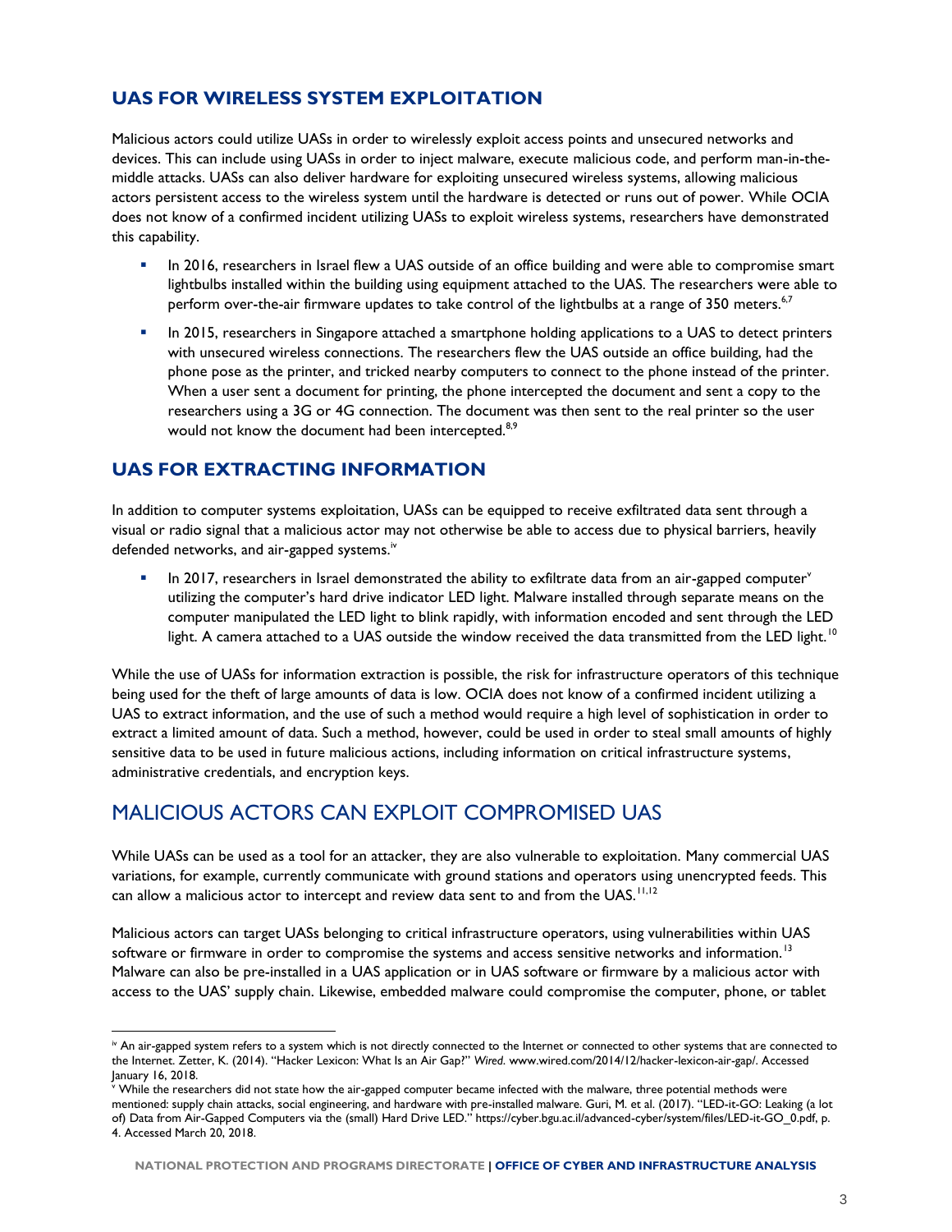## UAS FOR WIRELESS SYSTEM EXPLOITATION

Malicious actors could utilize UASs in order to wirelessly exploit access points and unsecured networks and devices. This can include using UASs in order to inject malware, execute malicious code, and perform man-in-the-middle attacks. UASs can also deliver hardware for exploiting unsecured wireless systems, allowing malicious actors persistent access to the wireless system until the hardware is detected or runs out of power. While OCIA does not know of a confirmed incident utilizing UASs to exploit wireless systems, researchers have demonstrated this capability.

- In 2016, researchers in Israel flew a UAS outside of an office building and were able to compromise smart lightbulbs installed within the building using equipment attached to the UAS. The researchers were able to perform over-the-air firmware updates to take control of the lightbulbs at a range of 350 meters.[6,7]
- In 2015, researchers in Singapore attached a smartphone holding applications to a UAS to detect printers with unsecured wireless connections. The researchers flew the UAS outside an office building, had the phone pose as the printer, and tricked nearby computers to connect to the phone instead of the printer. When a user sent a document for printing, the phone intercepted the document and sent a copy to the researchers using a 3G or 4G connection. The document was then sent to the real printer so the user would not know the document had been intercepted.[8,9]

## UAS FOR EXTRACTING INFORMATION

In addition to computer systems exploitation, UASs can be equipped to receive exfiltrated data sent through a visual or radio signal that a malicious actor may not otherwise be able to access due to physical barriers, heavily defended networks, and air-gapped systems.[iv]

- In 2017, researchers in Israel demonstrated the ability to exfiltrate data from an air-gapped computer[v] utilizing the computer's hard drive indicator LED light. Malware installed through separate means on the computer manipulated the LED light to blink rapidly, with information encoded and sent through the LED light. A camera attached to a UAS outside the window received the data transmitted from the LED light.[10]

While the use of UASs for information extraction is possible, the risk for infrastructure operators of this technique being used for the theft of large amounts of data is low. OCIA does not know of a confirmed incident utilizing a UAS to extract information, and the use of such a method would require a high level of sophistication in order to extract a limited amount of data. Such a method, however, could be used in order to steal small amounts of highly sensitive data to be used in future malicious actions, including information on critical infrastructure systems, administrative credentials, and encryption keys.

# MALICIOUS ACTORS CAN EXPLOIT COMPROMISED UAS

While UASs can be used as a tool for an attacker, they are also vulnerable to exploitation. Many commercial UAS variations, for example, currently communicate with ground stations and operators using unencrypted feeds. This can allow a malicious actor to intercept and review data sent to and from the UAS.[11,12]

Malicious actors can target UASs belonging to critical infrastructure operators, using vulnerabilities within UAS software or firmware in order to compromise the systems and access sensitive networks and information.[13] Malware can also be pre-installed in a UAS application or in UAS software or firmware by a malicious actor with access to the UAS' supply chain. Likewise, embedded malware could compromise the computer, phone, or tablet

---

[iv] An air-gapped system refers to a system which is not directly connected to the Internet or connected to other systems that are connected to the Internet. Zetter, K. (2014). "Hacker Lexicon: What Is an Air Gap?" *Wired*. www.wired.com/2014/12/hacker-lexicon-air-gap/. Accessed January 16, 2018.

[v] While the researchers did not state how the air-gapped computer became infected with the malware, three potential methods were mentioned: supply chain attacks, social engineering, and hardware with pre-installed malware. Guri, M. et al. (2017). "LED-it-GO: Leaking (a lot of) Data from Air-Gapped Computers via the (small) Hard Drive LED." https://cyber.bgu.ac.il/advanced-cyber/system/files/LED-it-GO_0.pdf, p. 4. Accessed March 20, 2018.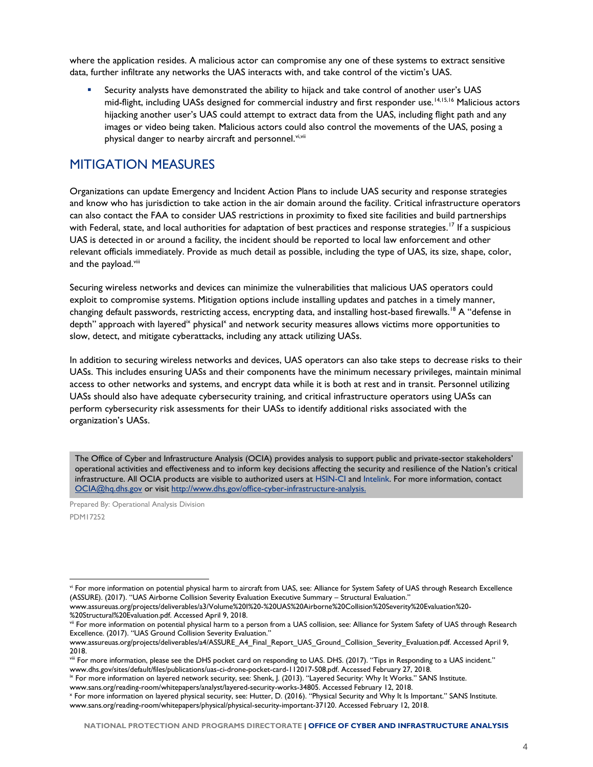where the application resides. A malicious actor can compromise any one of these systems to extract sensitive data, further infiltrate any networks the UAS interacts with, and take control of the victim's UAS.

- Security analysts have demonstrated the ability to hijack and take control of another user's UAS mid-flight, including UASs designed for commercial industry and first responder use.[14,15,16] Malicious actors hijacking another user's UAS could attempt to extract data from the UAS, including flight path and any images or video being taken. Malicious actors could also control the movements of the UAS, posing a physical danger to nearby aircraft and personnel.[vi,vii]

## MITIGATION MEASURES

Organizations can update Emergency and Incident Action Plans to include UAS security and response strategies and know who has jurisdiction to take action in the air domain around the facility. Critical infrastructure operators can also contact the FAA to consider UAS restrictions in proximity to fixed site facilities and build partnerships with Federal, state, and local authorities for adaptation of best practices and response strategies.[17] If a suspicious UAS is detected in or around a facility, the incident should be reported to local law enforcement and other relevant officials immediately. Provide as much detail as possible, including the type of UAS, its size, shape, color, and the payload.[viii]

Securing wireless networks and devices can minimize the vulnerabilities that malicious UAS operators could exploit to compromise systems. Mitigation options include installing updates and patches in a timely manner, changing default passwords, restricting access, encrypting data, and installing host-based firewalls.[18] A "defense in depth" approach with layered[ix] physical[x] and network security measures allows victims more opportunities to slow, detect, and mitigate cyberattacks, including any attack utilizing UASs.

In addition to securing wireless networks and devices, UAS operators can also take steps to decrease risks to their UASs. This includes ensuring UASs and their components have the minimum necessary privileges, maintain minimal access to other networks and systems, and encrypt data while it is both at rest and in transit. Personnel utilizing UASs should also have adequate cybersecurity training, and critical infrastructure operators using UASs can perform cybersecurity risk assessments for their UASs to identify additional risks associated with the organization's UASs.

The Office of Cyber and Infrastructure Analysis (OCIA) provides analysis to support public and private-sector stakeholders' operational activities and effectiveness and to inform key decisions affecting the security and resilience of the Nation's critical infrastructure. All OCIA products are visible to authorized users at HSIN-CI and Intelink. For more information, contact OCIA@hq.dhs.gov or visit http://www.dhs.gov/office-cyber-infrastructure-analysis.

Prepared By: Operational Analysis Division
PDM17252

---

[vi] For more information on potential physical harm to aircraft from UAS, see: Alliance for System Safety of UAS through Research Excellence (ASSURE). (2017). "UAS Airborne Collision Severity Evaluation Executive Summary – Structural Evaluation." www.assureuas.org/projects/deliverables/a3/Volume%20I%20-%20UAS%20Airborne%20Collision%20Severity%20Evaluation%20-%20Structural%20Evaluation.pdf. Accessed April 9, 2018.

[vii] For more information on potential physical harm to a person from a UAS collision, see: Alliance for System Safety of UAS through Research Excellence. (2017). "UAS Ground Collision Severity Evaluation." www.assureuas.org/projects/deliverables/a4/ASSURE_A4_Final_Report_UAS_Ground_Collision_Severity_Evaluation.pdf. Accessed April 9, 2018.

[viii] For more information, please see the DHS pocket card on responding to UAS. DHS. (2017). "Tips in Responding to a UAS incident." www.dhs.gov/sites/default/files/publications/uas-ci-drone-pocket-card-112017-508.pdf. Accessed February 27, 2018.

[ix] For more information on layered network security, see: Shenk, J. (2013). "Layered Security: Why It Works." SANS Institute. www.sans.org/reading-room/whitepapers/analyst/layered-security-works-34805. Accessed February 12, 2018.

[x] For more information on layered physical security, see: Hutter, D. (2016). "Physical Security and Why It Is Important." SANS Institute. www.sans.org/reading-room/whitepapers/physical/physical-security-important-37120. Accessed February 12, 2018.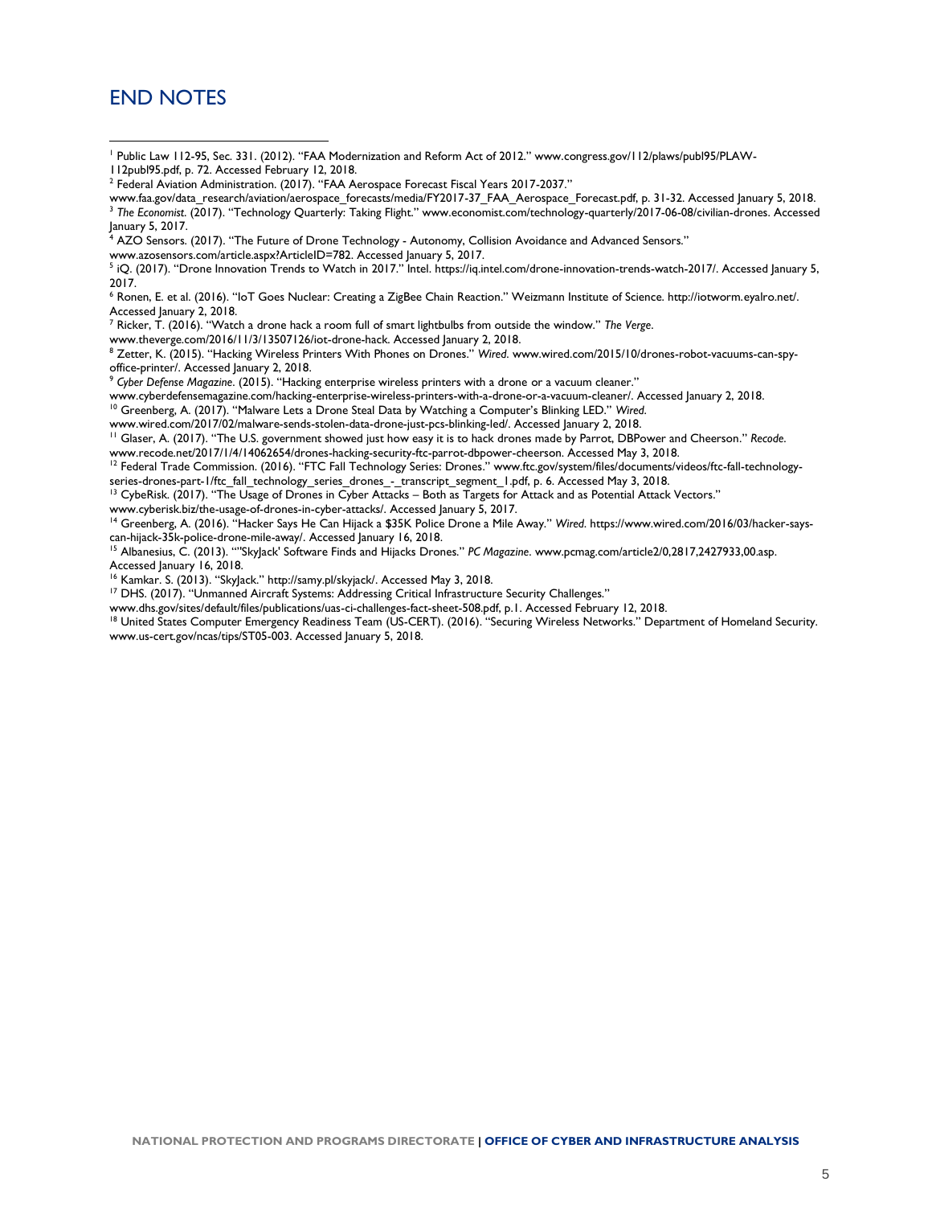# END NOTES

[1] Public Law 112-95, Sec. 331. (2012). "FAA Modernization and Reform Act of 2012." www.congress.gov/112/plaws/publ95/PLAW-112publ95.pdf, p. 72. Accessed February 12, 2018.

[2] Federal Aviation Administration. (2017). "FAA Aerospace Forecast Fiscal Years 2017-2037." www.faa.gov/data_research/aviation/aerospace_forecasts/media/FY2017-37_FAA_Aerospace_Forecast.pdf, p. 31-32. Accessed January 5, 2018.

[3] *The Economist*. (2017). "Technology Quarterly: Taking Flight." www.economist.com/technology-quarterly/2017-06-08/civilian-drones. Accessed January 5, 2017.

[4] AZO Sensors. (2017). "The Future of Drone Technology - Autonomy, Collision Avoidance and Advanced Sensors." www.azosensors.com/article.aspx?ArticleID=782. Accessed January 5, 2017.

[5] iQ. (2017). "Drone Innovation Trends to Watch in 2017." Intel. https://iq.intel.com/drone-innovation-trends-watch-2017/. Accessed January 5, 2017.

[6] Ronen, E. et al. (2016). "IoT Goes Nuclear: Creating a ZigBee Chain Reaction." Weizmann Institute of Science. http://iotworm.eyalro.net/. Accessed January 2, 2018.

[7] Ricker, T. (2016). "Watch a drone hack a room full of smart lightbulbs from outside the window." *The Verge*. www.theverge.com/2016/11/3/13507126/iot-drone-hack. Accessed January 2, 2018.

[8] Zetter, K. (2015). "Hacking Wireless Printers With Phones on Drones." *Wired*. www.wired.com/2015/10/drones-robot-vacuums-can-spy-office-printer/. Accessed January 2, 2018.

[9] *Cyber Defense Magazine*. (2015). "Hacking enterprise wireless printers with a drone or a vacuum cleaner." www.cyberdefensemagazine.com/hacking-enterprise-wireless-printers-with-a-drone-or-a-vacuum-cleaner/. Accessed January 2, 2018.

[10] Greenberg, A. (2017). "Malware Lets a Drone Steal Data by Watching a Computer's Blinking LED." *Wired*. www.wired.com/2017/02/malware-sends-stolen-data-drone-just-pcs-blinking-led/. Accessed January 2, 2018.

[11] Glaser, A. (2017). "The U.S. government showed just how easy it is to hack drones made by Parrot, DBPower and Cheerson." *Recode*. www.recode.net/2017/1/4/14062654/drones-hacking-security-ftc-parrot-dbpower-cheerson. Accessed May 3, 2018.

[12] Federal Trade Commission. (2016). "FTC Fall Technology Series: Drones." www.ftc.gov/system/files/documents/videos/ftc-fall-technology-series-drones-part-1/ftc_fall_technology_series_drones_-_transcript_segment_1.pdf, p. 6. Accessed May 3, 2018.

[13] CybeRisk. (2017). "The Usage of Drones in Cyber Attacks – Both as Targets for Attack and as Potential Attack Vectors." www.cyberisk.biz/the-usage-of-drones-in-cyber-attacks/. Accessed January 5, 2017.

[14] Greenberg, A. (2016). "Hacker Says He Can Hijack a $35K Police Drone a Mile Away." *Wired*. https://www.wired.com/2016/03/hacker-says-can-hijack-35k-police-drone-mile-away/. Accessed January 16, 2018.

[15] Albanesius, C. (2013). "'SkyJack' Software Finds and Hijacks Drones." *PC Magazine*. www.pcmag.com/article2/0,2817,2427933,00.asp. Accessed January 16, 2018.

[16] Kamkar. S. (2013). "SkyJack." http://samy.pl/skyjack/. Accessed May 3, 2018.

[17] DHS. (2017). "Unmanned Aircraft Systems: Addressing Critical Infrastructure Security Challenges." www.dhs.gov/sites/default/files/publications/uas-ci-challenges-fact-sheet-508.pdf, p.1. Accessed February 12, 2018.

[18] United States Computer Emergency Readiness Team (US-CERT). (2016). "Securing Wireless Networks." Department of Homeland Security. www.us-cert.gov/ncas/tips/ST05-003. Accessed January 5, 2018.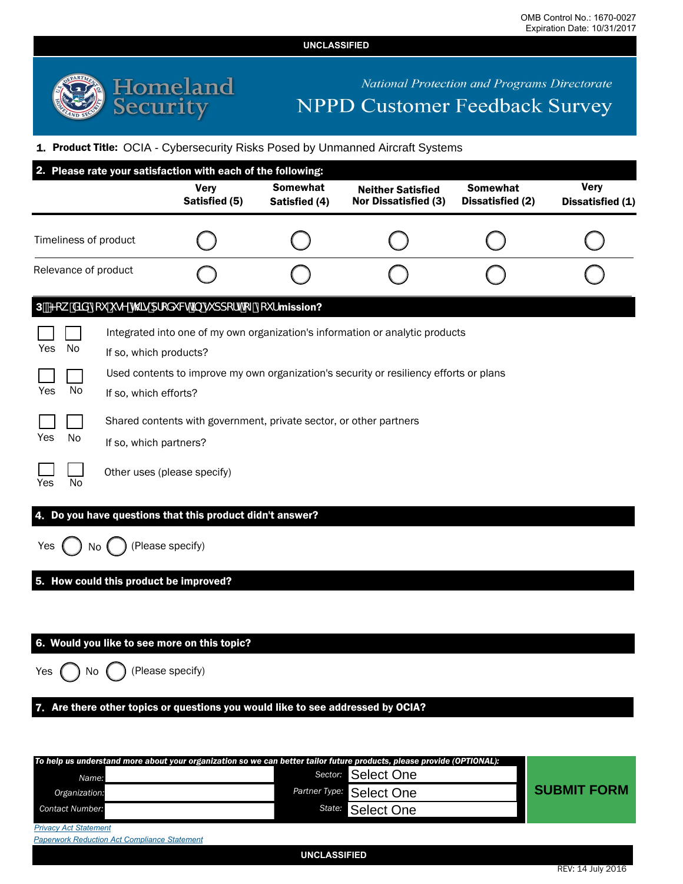OMB Control No.: 1670-0027
Expiration Date: 10/31/2017

UNCLASSIFIED

Homeland Security

*National Protection and Programs Directorate*

# NPPD Customer Feedback Survey

**1. Product Title:** OCIA - Cybersecurity Risks Posed by Unmanned Aircraft Systems

**2. Please rate your satisfaction with each of the following:**

| | Very Satisfied (5) | Somewhat Satisfied (4) | Neither Satisfied Nor Dissatisfied (3) | Somewhat Dissatisfied (2) | Very Dissatisfied (1) |
|---|---|---|---|---|---|
| Timeliness of product | ◯ | ◯ | ◯ | ◯ | ◯ |
| Relevance of product | ◯ | ◯ | ◯ | ◯ | ◯ |

**3. How did you use this product in support of your mission?**

☐ Yes ☐ No — Integrated into one of my own organization's information or analytic products
If so, which products?

☐ Yes ☐ No — Used contents to improve my own organization's security or resiliency efforts or plans
If so, which efforts?

☐ Yes ☐ No — Shared contents with government, private sector, or other partners
If so, which partners?

☐ Yes ☐ No — Other uses (please specify)

**4. Do you have questions that this product didn't answer?**

Yes ◯ No ◯ (Please specify)

**5. How could this product be improved?**

**6. Would you like to see more on this topic?**

Yes ◯ No ◯ (Please specify)

**7. Are there other topics or questions you would like to see addressed by OCIA?**

***To help us understand more about your organization so we can better tailor future products, please provide (OPTIONAL):***

| | | | |
|---|---|---|---|
| *Name:* | | *Sector:* | Select One |
| *Organization:* | | *Partner Type:* | Select One |
| *Contact Number:* | | *State:* | Select One |

**SUBMIT FORM**

*Privacy Act Statement*

*Paperwork Reduction Act Compliance Statement*

UNCLASSIFIED

REV: 14 July 2016